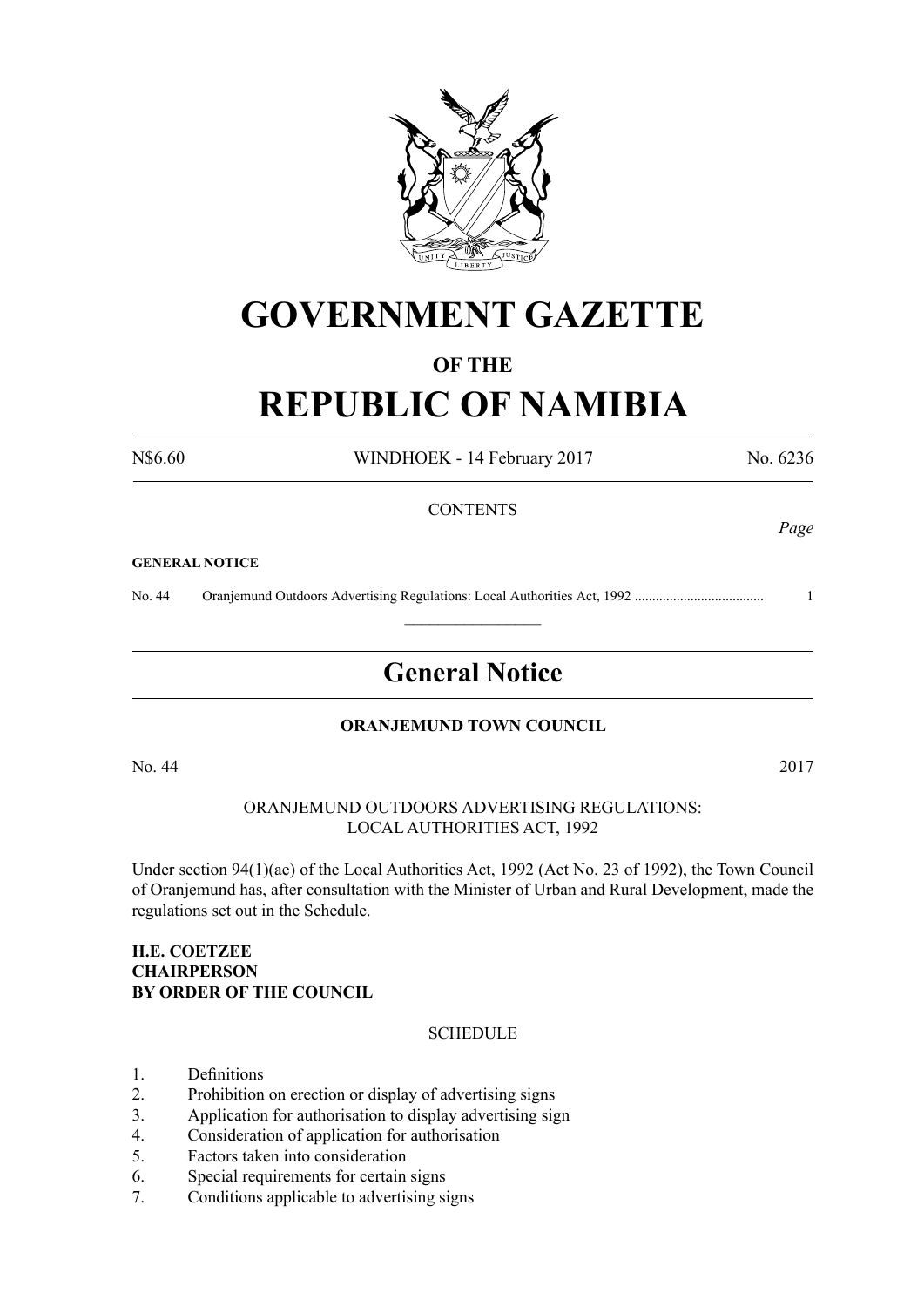# GOVERNMENT GAZETTE

## OF THE

# REPUBLIC OF NAMIBIA

N$6.60 WINDHOEK - 14 February 2017 No. 6236

CONTENTS

*Page*

**GENERAL NOTICE**

No. 44 Oranjemund Outdoors Advertising Regulations: Local Authorities Act, 1992 .................................... 1

---

## General Notice

**ORANJEMUND TOWN COUNCIL**

No. 44 2017

ORANJEMUND OUTDOORS ADVERTISING REGULATIONS:
LOCAL AUTHORITIES ACT, 1992

Under section 94(1)(ae) of the Local Authorities Act, 1992 (Act No. 23 of 1992), the Town Council of Oranjemund has, after consultation with the Minister of Urban and Rural Development, made the regulations set out in the Schedule.

**H.E. COETZEE**
**CHAIRPERSON**
**BY ORDER OF THE COUNCIL**

SCHEDULE

1. Definitions
2. Prohibition on erection or display of advertising signs
3. Application for authorisation to display advertising sign
4. Consideration of application for authorisation
5. Factors taken into consideration
6. Special requirements for certain signs
7. Conditions applicable to advertising signs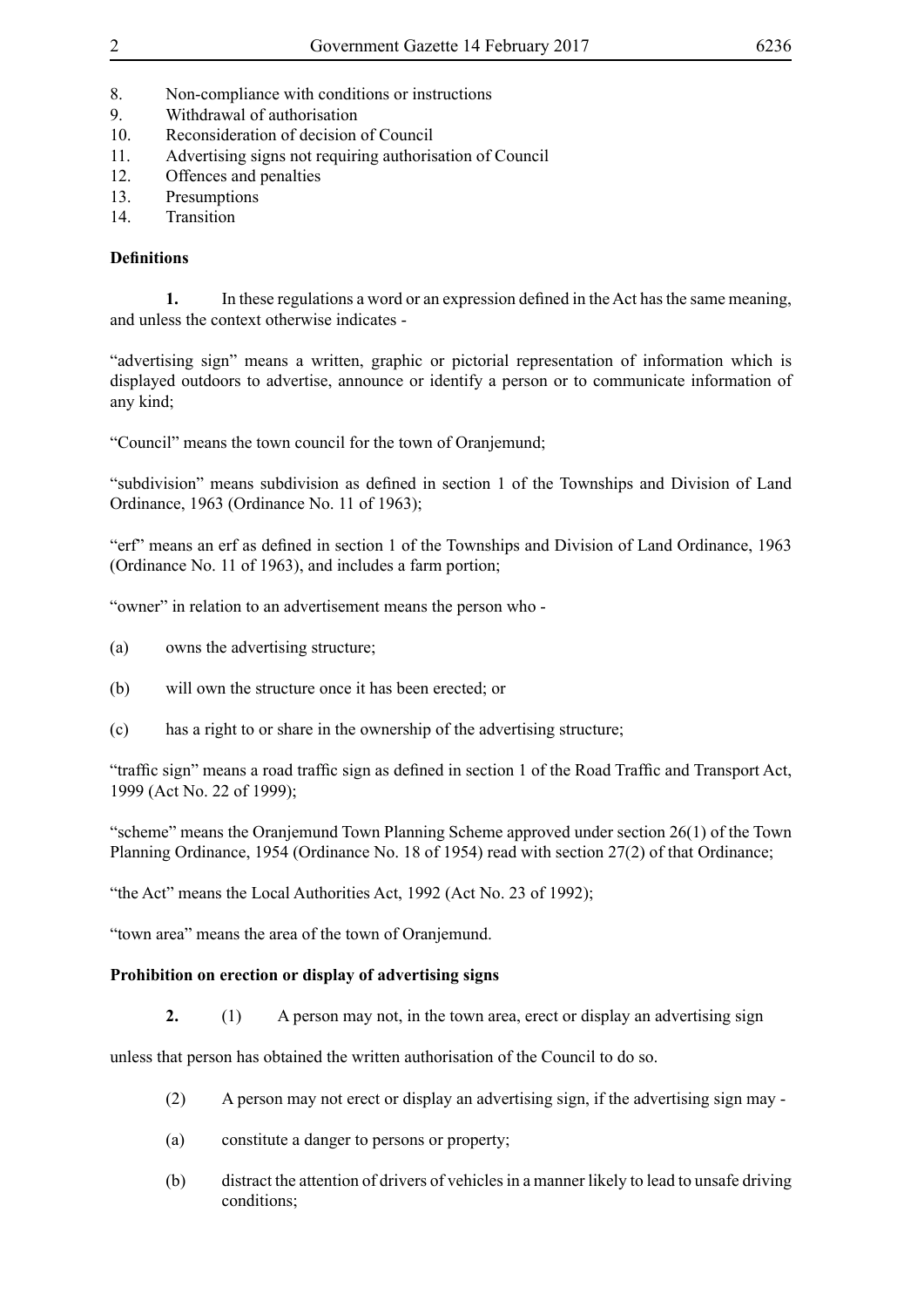8. Non-compliance with conditions or instructions
9. Withdrawal of authorisation
10. Reconsideration of decision of Council
11. Advertising signs not requiring authorisation of Council
12. Offences and penalties
13. Presumptions
14. Transition

**Definitions**

**1.** In these regulations a word or an expression defined in the Act has the same meaning, and unless the context otherwise indicates -

"advertising sign" means a written, graphic or pictorial representation of information which is displayed outdoors to advertise, announce or identify a person or to communicate information of any kind;

"Council" means the town council for the town of Oranjemund;

"subdivision" means subdivision as defined in section 1 of the Townships and Division of Land Ordinance, 1963 (Ordinance No. 11 of 1963);

"erf" means an erf as defined in section 1 of the Townships and Division of Land Ordinance, 1963 (Ordinance No. 11 of 1963), and includes a farm portion;

"owner" in relation to an advertisement means the person who -

(a) owns the advertising structure;

(b) will own the structure once it has been erected; or

(c) has a right to or share in the ownership of the advertising structure;

"traffic sign" means a road traffic sign as defined in section 1 of the Road Traffic and Transport Act, 1999 (Act No. 22 of 1999);

"scheme" means the Oranjemund Town Planning Scheme approved under section 26(1) of the Town Planning Ordinance, 1954 (Ordinance No. 18 of 1954) read with section 27(2) of that Ordinance;

"the Act" means the Local Authorities Act, 1992 (Act No. 23 of 1992);

"town area" means the area of the town of Oranjemund.

**Prohibition on erection or display of advertising signs**

**2.** (1) A person may not, in the town area, erect or display an advertising sign unless that person has obtained the written authorisation of the Council to do so.

(2) A person may not erect or display an advertising sign, if the advertising sign may -

(a) constitute a danger to persons or property;

(b) distract the attention of drivers of vehicles in a manner likely to lead to unsafe driving conditions;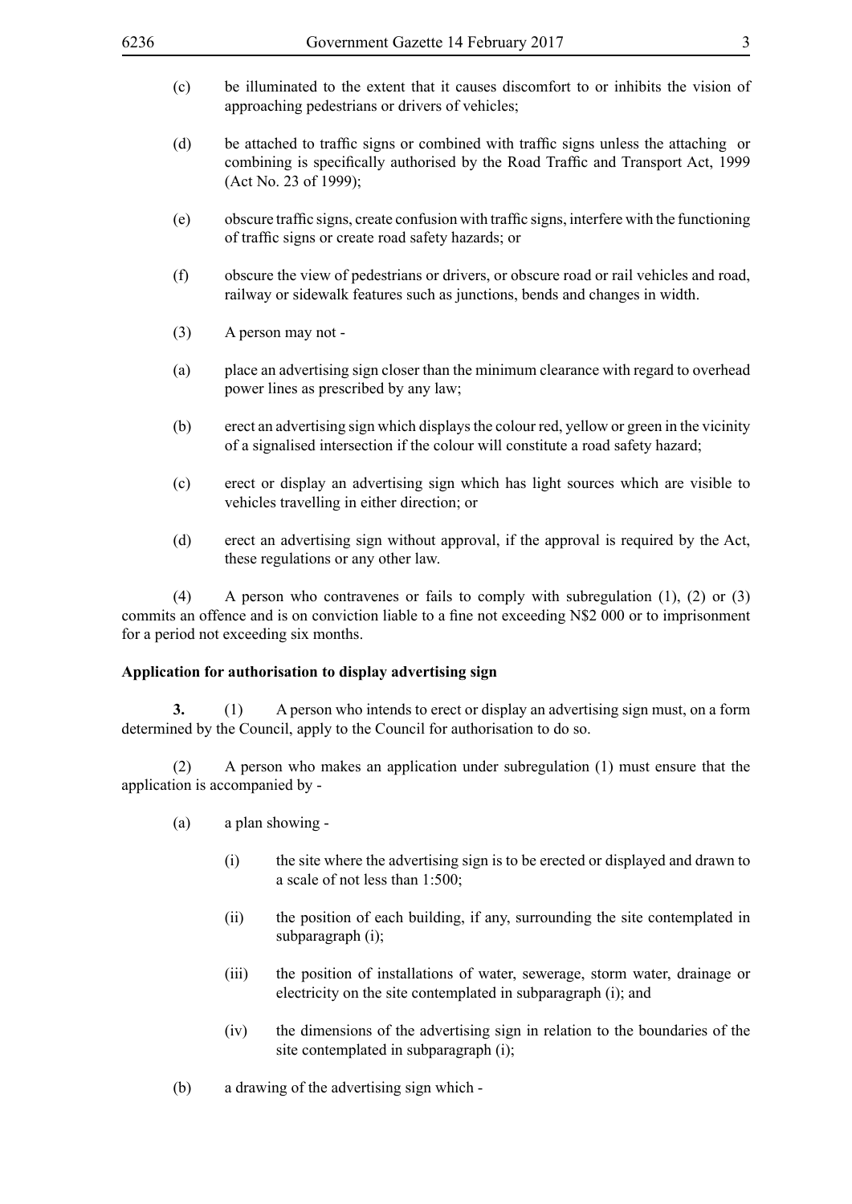(c) be illuminated to the extent that it causes discomfort to or inhibits the vision of approaching pedestrians or drivers of vehicles;

(d) be attached to traffic signs or combined with traffic signs unless the attaching or combining is specifically authorised by the Road Traffic and Transport Act, 1999 (Act No. 23 of 1999);

(e) obscure traffic signs, create confusion with traffic signs, interfere with the functioning of traffic signs or create road safety hazards; or

(f) obscure the view of pedestrians or drivers, or obscure road or rail vehicles and road, railway or sidewalk features such as junctions, bends and changes in width.

(3) A person may not -

(a) place an advertising sign closer than the minimum clearance with regard to overhead power lines as prescribed by any law;

(b) erect an advertising sign which displays the colour red, yellow or green in the vicinity of a signalised intersection if the colour will constitute a road safety hazard;

(c) erect or display an advertising sign which has light sources which are visible to vehicles travelling in either direction; or

(d) erect an advertising sign without approval, if the approval is required by the Act, these regulations or any other law.

(4) A person who contravenes or fails to comply with subregulation (1), (2) or (3) commits an offence and is on conviction liable to a fine not exceeding N$2 000 or to imprisonment for a period not exceeding six months.

**Application for authorisation to display advertising sign**

**3.** (1) A person who intends to erect or display an advertising sign must, on a form determined by the Council, apply to the Council for authorisation to do so.

(2) A person who makes an application under subregulation (1) must ensure that the application is accompanied by -

(a) a plan showing -

(i) the site where the advertising sign is to be erected or displayed and drawn to a scale of not less than 1:500;

(ii) the position of each building, if any, surrounding the site contemplated in subparagraph (i);

(iii) the position of installations of water, sewerage, storm water, drainage or electricity on the site contemplated in subparagraph (i); and

(iv) the dimensions of the advertising sign in relation to the boundaries of the site contemplated in subparagraph (i);

(b) a drawing of the advertising sign which -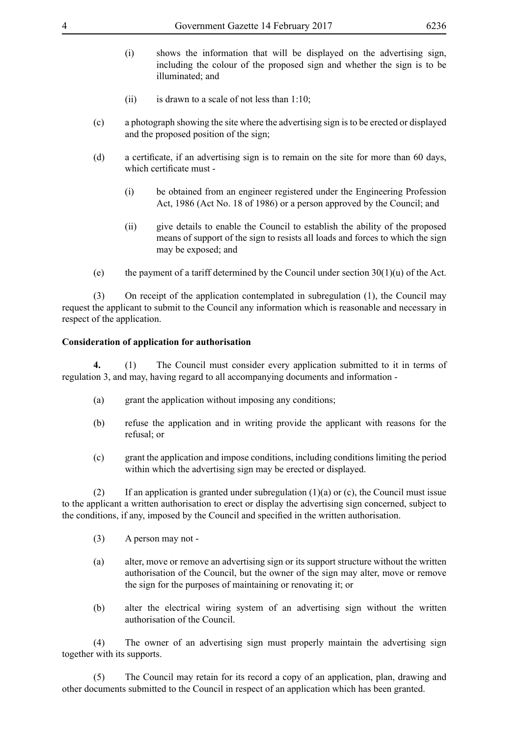(i) shows the information that will be displayed on the advertising sign, including the colour of the proposed sign and whether the sign is to be illuminated; and

(ii) is drawn to a scale of not less than 1:10;

(c) a photograph showing the site where the advertising sign is to be erected or displayed and the proposed position of the sign;

(d) a certificate, if an advertising sign is to remain on the site for more than 60 days, which certificate must -

(i) be obtained from an engineer registered under the Engineering Profession Act, 1986 (Act No. 18 of 1986) or a person approved by the Council; and

(ii) give details to enable the Council to establish the ability of the proposed means of support of the sign to resists all loads and forces to which the sign may be exposed; and

(e) the payment of a tariff determined by the Council under section 30(1)(u) of the Act.

(3) On receipt of the application contemplated in subregulation (1), the Council may request the applicant to submit to the Council any information which is reasonable and necessary in respect of the application.

**Consideration of application for authorisation**

**4.** (1) The Council must consider every application submitted to it in terms of regulation 3, and may, having regard to all accompanying documents and information -

(a) grant the application without imposing any conditions;

(b) refuse the application and in writing provide the applicant with reasons for the refusal; or

(c) grant the application and impose conditions, including conditions limiting the period within which the advertising sign may be erected or displayed.

(2) If an application is granted under subregulation (1)(a) or (c), the Council must issue to the applicant a written authorisation to erect or display the advertising sign concerned, subject to the conditions, if any, imposed by the Council and specified in the written authorisation.

(3) A person may not -

(a) alter, move or remove an advertising sign or its support structure without the written authorisation of the Council, but the owner of the sign may alter, move or remove the sign for the purposes of maintaining or renovating it; or

(b) alter the electrical wiring system of an advertising sign without the written authorisation of the Council.

(4) The owner of an advertising sign must properly maintain the advertising sign together with its supports.

(5) The Council may retain for its record a copy of an application, plan, drawing and other documents submitted to the Council in respect of an application which has been granted.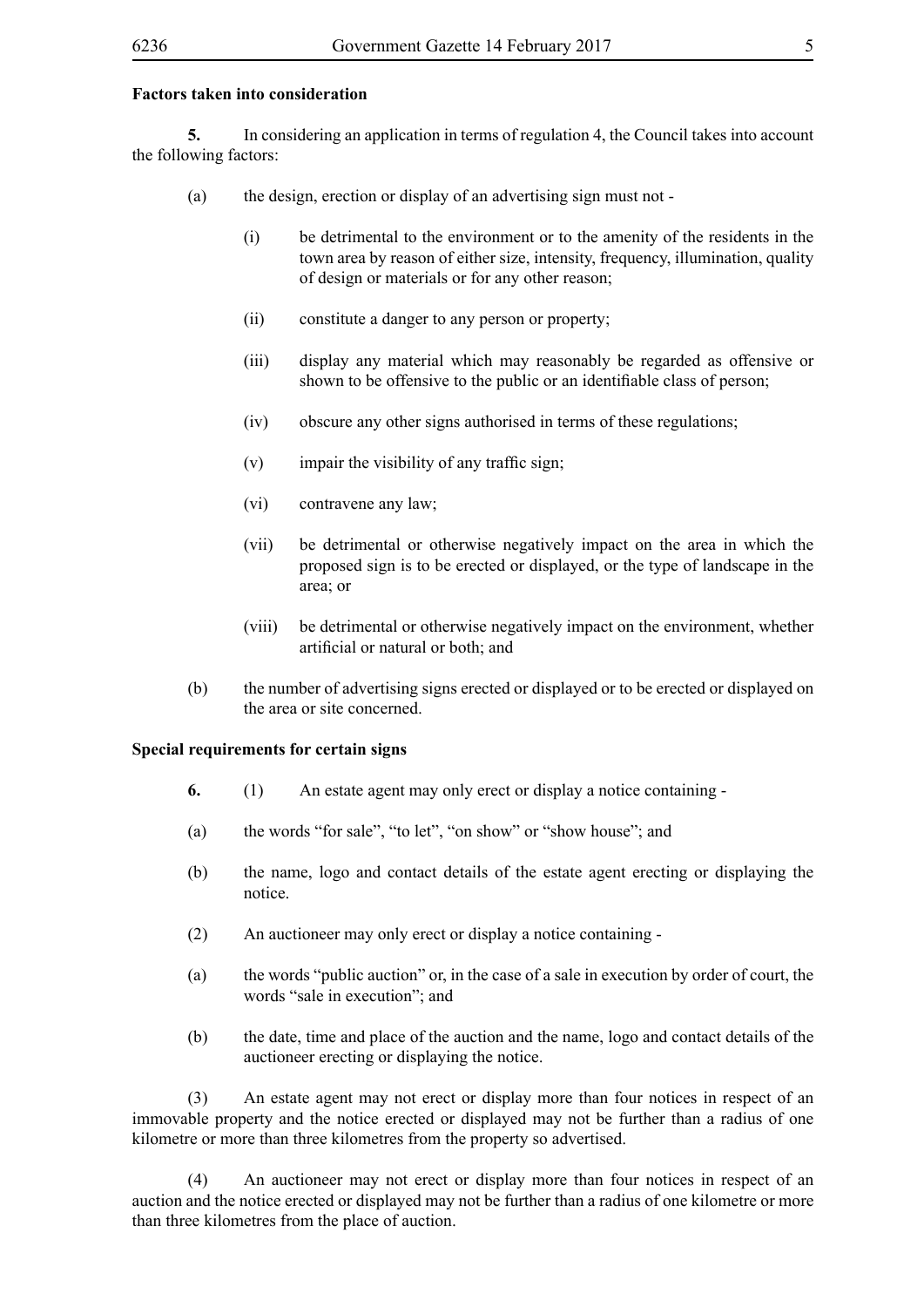**Factors taken into consideration**

**5.** In considering an application in terms of regulation 4, the Council takes into account the following factors:

(a) the design, erection or display of an advertising sign must not -

(i) be detrimental to the environment or to the amenity of the residents in the town area by reason of either size, intensity, frequency, illumination, quality of design or materials or for any other reason;

(ii) constitute a danger to any person or property;

(iii) display any material which may reasonably be regarded as offensive or shown to be offensive to the public or an identifiable class of person;

(iv) obscure any other signs authorised in terms of these regulations;

(v) impair the visibility of any traffic sign;

(vi) contravene any law;

(vii) be detrimental or otherwise negatively impact on the area in which the proposed sign is to be erected or displayed, or the type of landscape in the area; or

(viii) be detrimental or otherwise negatively impact on the environment, whether artificial or natural or both; and

(b) the number of advertising signs erected or displayed or to be erected or displayed on the area or site concerned.

**Special requirements for certain signs**

**6.** (1) An estate agent may only erect or display a notice containing -

(a) the words "for sale", "to let", "on show" or "show house"; and

(b) the name, logo and contact details of the estate agent erecting or displaying the notice.

(2) An auctioneer may only erect or display a notice containing -

(a) the words "public auction" or, in the case of a sale in execution by order of court, the words "sale in execution"; and

(b) the date, time and place of the auction and the name, logo and contact details of the auctioneer erecting or displaying the notice.

(3) An estate agent may not erect or display more than four notices in respect of an immovable property and the notice erected or displayed may not be further than a radius of one kilometre or more than three kilometres from the property so advertised.

(4) An auctioneer may not erect or display more than four notices in respect of an auction and the notice erected or displayed may not be further than a radius of one kilometre or more than three kilometres from the place of auction.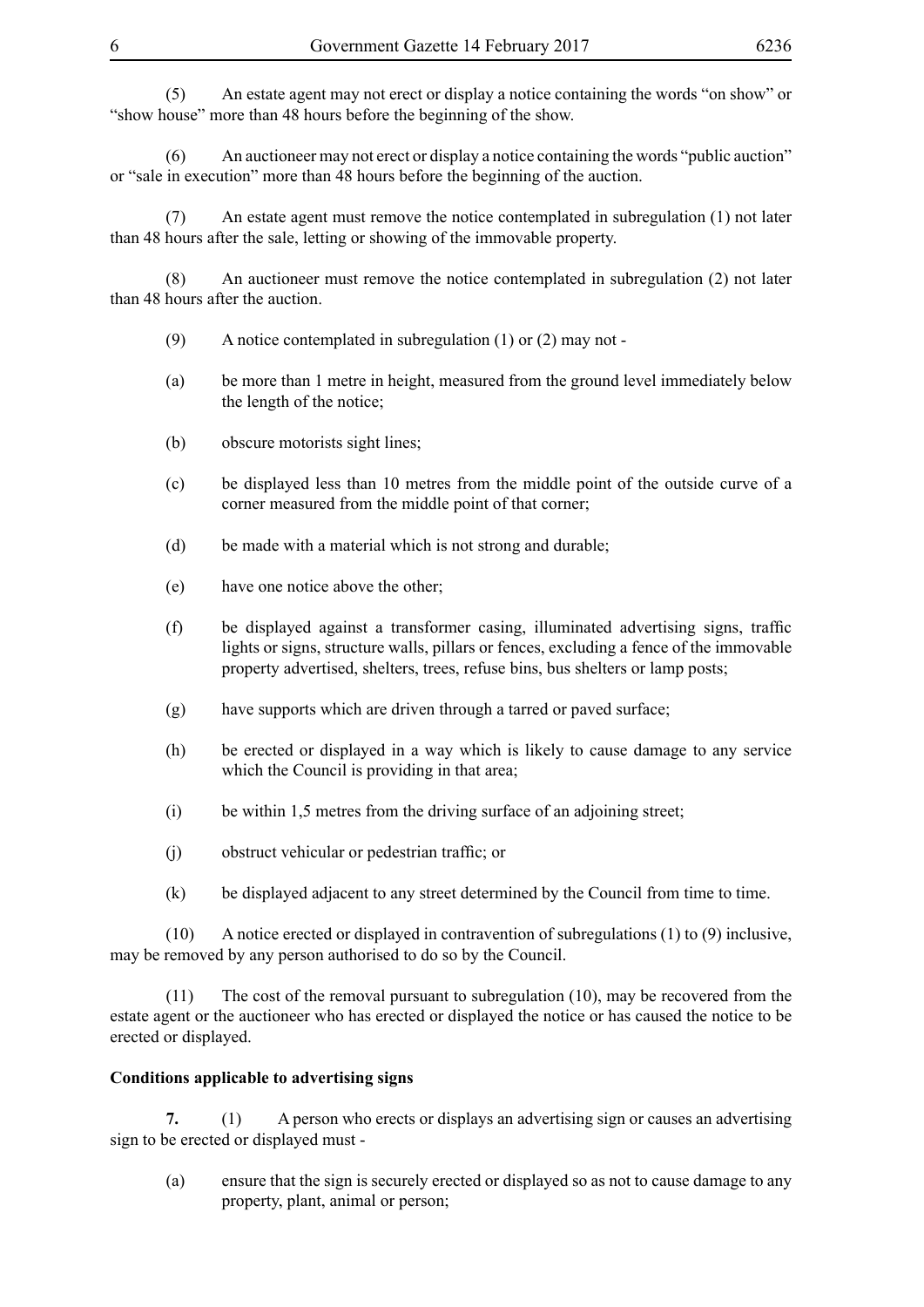(5) An estate agent may not erect or display a notice containing the words "on show" or "show house" more than 48 hours before the beginning of the show.

(6) An auctioneer may not erect or display a notice containing the words "public auction" or "sale in execution" more than 48 hours before the beginning of the auction.

(7) An estate agent must remove the notice contemplated in subregulation (1) not later than 48 hours after the sale, letting or showing of the immovable property.

(8) An auctioneer must remove the notice contemplated in subregulation (2) not later than 48 hours after the auction.

(9) A notice contemplated in subregulation (1) or (2) may not -

(a) be more than 1 metre in height, measured from the ground level immediately below the length of the notice;

(b) obscure motorists sight lines;

(c) be displayed less than 10 metres from the middle point of the outside curve of a corner measured from the middle point of that corner;

(d) be made with a material which is not strong and durable;

(e) have one notice above the other;

(f) be displayed against a transformer casing, illuminated advertising signs, traffic lights or signs, structure walls, pillars or fences, excluding a fence of the immovable property advertised, shelters, trees, refuse bins, bus shelters or lamp posts;

(g) have supports which are driven through a tarred or paved surface;

(h) be erected or displayed in a way which is likely to cause damage to any service which the Council is providing in that area;

(i) be within 1,5 metres from the driving surface of an adjoining street;

(j) obstruct vehicular or pedestrian traffic; or

(k) be displayed adjacent to any street determined by the Council from time to time.

(10) A notice erected or displayed in contravention of subregulations (1) to (9) inclusive, may be removed by any person authorised to do so by the Council.

(11) The cost of the removal pursuant to subregulation (10), may be recovered from the estate agent or the auctioneer who has erected or displayed the notice or has caused the notice to be erected or displayed.

**Conditions applicable to advertising signs**

**7.** (1) A person who erects or displays an advertising sign or causes an advertising sign to be erected or displayed must -

(a) ensure that the sign is securely erected or displayed so as not to cause damage to any property, plant, animal or person;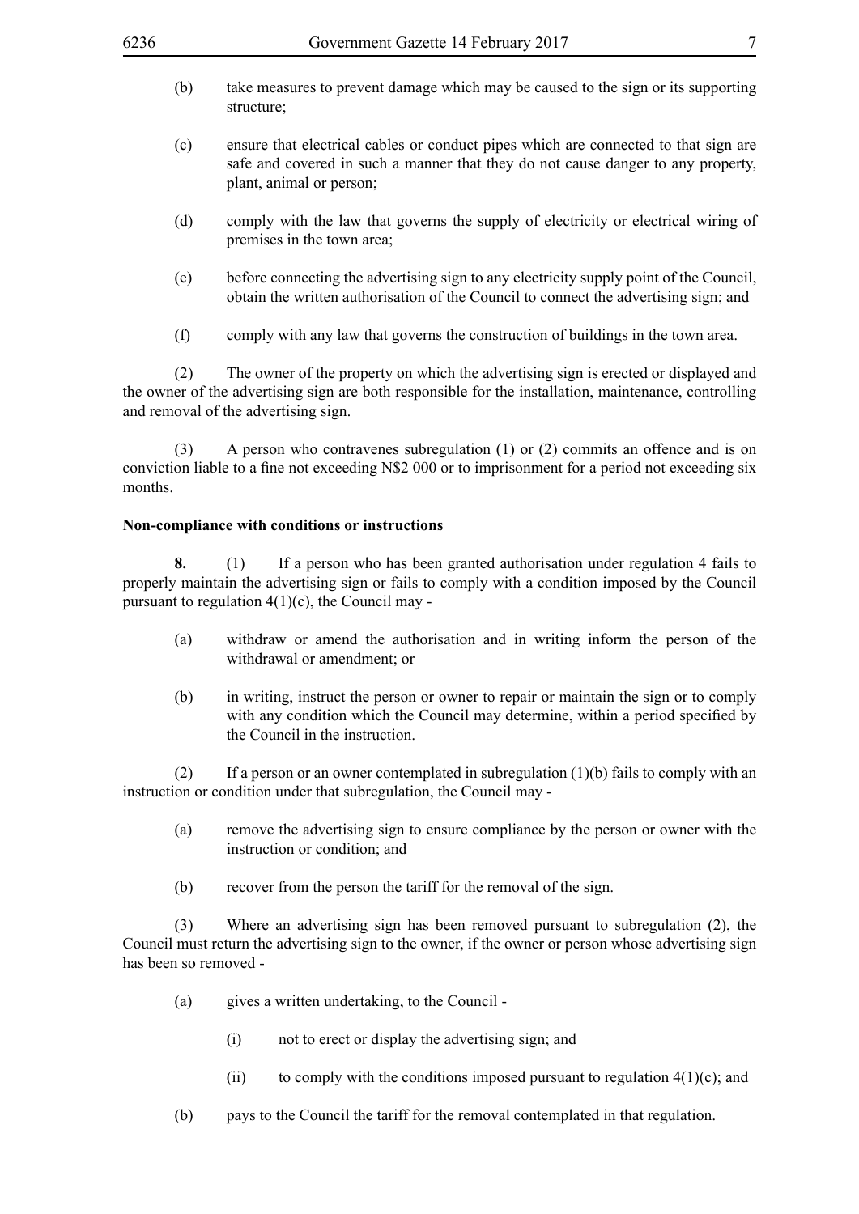(b) take measures to prevent damage which may be caused to the sign or its supporting structure;

(c) ensure that electrical cables or conduct pipes which are connected to that sign are safe and covered in such a manner that they do not cause danger to any property, plant, animal or person;

(d) comply with the law that governs the supply of electricity or electrical wiring of premises in the town area;

(e) before connecting the advertising sign to any electricity supply point of the Council, obtain the written authorisation of the Council to connect the advertising sign; and

(f) comply with any law that governs the construction of buildings in the town area.

(2) The owner of the property on which the advertising sign is erected or displayed and the owner of the advertising sign are both responsible for the installation, maintenance, controlling and removal of the advertising sign.

(3) A person who contravenes subregulation (1) or (2) commits an offence and is on conviction liable to a fine not exceeding N$2 000 or to imprisonment for a period not exceeding six months.

**Non-compliance with conditions or instructions**

**8.** (1) If a person who has been granted authorisation under regulation 4 fails to properly maintain the advertising sign or fails to comply with a condition imposed by the Council pursuant to regulation 4(1)(c), the Council may -

(a) withdraw or amend the authorisation and in writing inform the person of the withdrawal or amendment; or

(b) in writing, instruct the person or owner to repair or maintain the sign or to comply with any condition which the Council may determine, within a period specified by the Council in the instruction.

(2) If a person or an owner contemplated in subregulation (1)(b) fails to comply with an instruction or condition under that subregulation, the Council may -

(a) remove the advertising sign to ensure compliance by the person or owner with the instruction or condition; and

(b) recover from the person the tariff for the removal of the sign.

(3) Where an advertising sign has been removed pursuant to subregulation (2), the Council must return the advertising sign to the owner, if the owner or person whose advertising sign has been so removed -

(a) gives a written undertaking, to the Council -

(i) not to erect or display the advertising sign; and

(ii) to comply with the conditions imposed pursuant to regulation 4(1)(c); and

(b) pays to the Council the tariff for the removal contemplated in that regulation.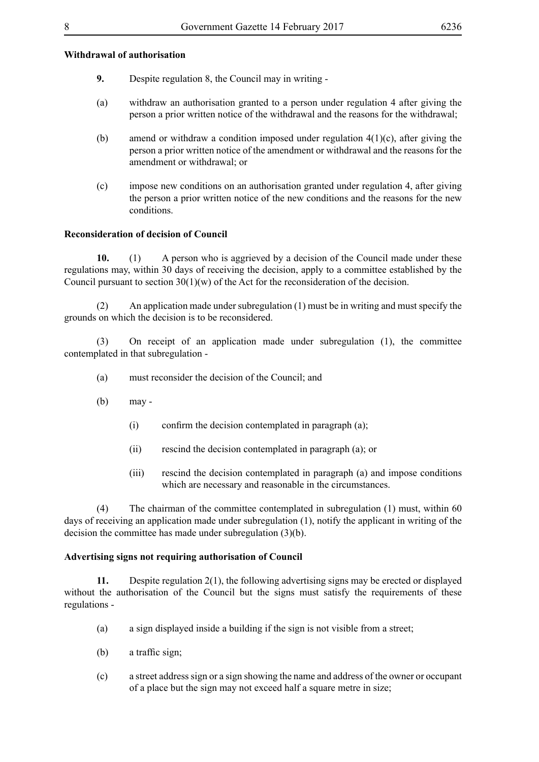**Withdrawal of authorisation**

**9.** Despite regulation 8, the Council may in writing -

(a) withdraw an authorisation granted to a person under regulation 4 after giving the person a prior written notice of the withdrawal and the reasons for the withdrawal;

(b) amend or withdraw a condition imposed under regulation 4(1)(c), after giving the person a prior written notice of the amendment or withdrawal and the reasons for the amendment or withdrawal; or

(c) impose new conditions on an authorisation granted under regulation 4, after giving the person a prior written notice of the new conditions and the reasons for the new conditions.

**Reconsideration of decision of Council**

**10.** (1) A person who is aggrieved by a decision of the Council made under these regulations may, within 30 days of receiving the decision, apply to a committee established by the Council pursuant to section 30(1)(w) of the Act for the reconsideration of the decision.

(2) An application made under subregulation (1) must be in writing and must specify the grounds on which the decision is to be reconsidered.

(3) On receipt of an application made under subregulation (1), the committee contemplated in that subregulation -

(a) must reconsider the decision of the Council; and

(b) may -

(i) confirm the decision contemplated in paragraph (a);

(ii) rescind the decision contemplated in paragraph (a); or

(iii) rescind the decision contemplated in paragraph (a) and impose conditions which are necessary and reasonable in the circumstances.

(4) The chairman of the committee contemplated in subregulation (1) must, within 60 days of receiving an application made under subregulation (1), notify the applicant in writing of the decision the committee has made under subregulation (3)(b).

**Advertising signs not requiring authorisation of Council**

**11.** Despite regulation 2(1), the following advertising signs may be erected or displayed without the authorisation of the Council but the signs must satisfy the requirements of these regulations -

(a) a sign displayed inside a building if the sign is not visible from a street;

(b) a traffic sign;

(c) a street address sign or a sign showing the name and address of the owner or occupant of a place but the sign may not exceed half a square metre in size;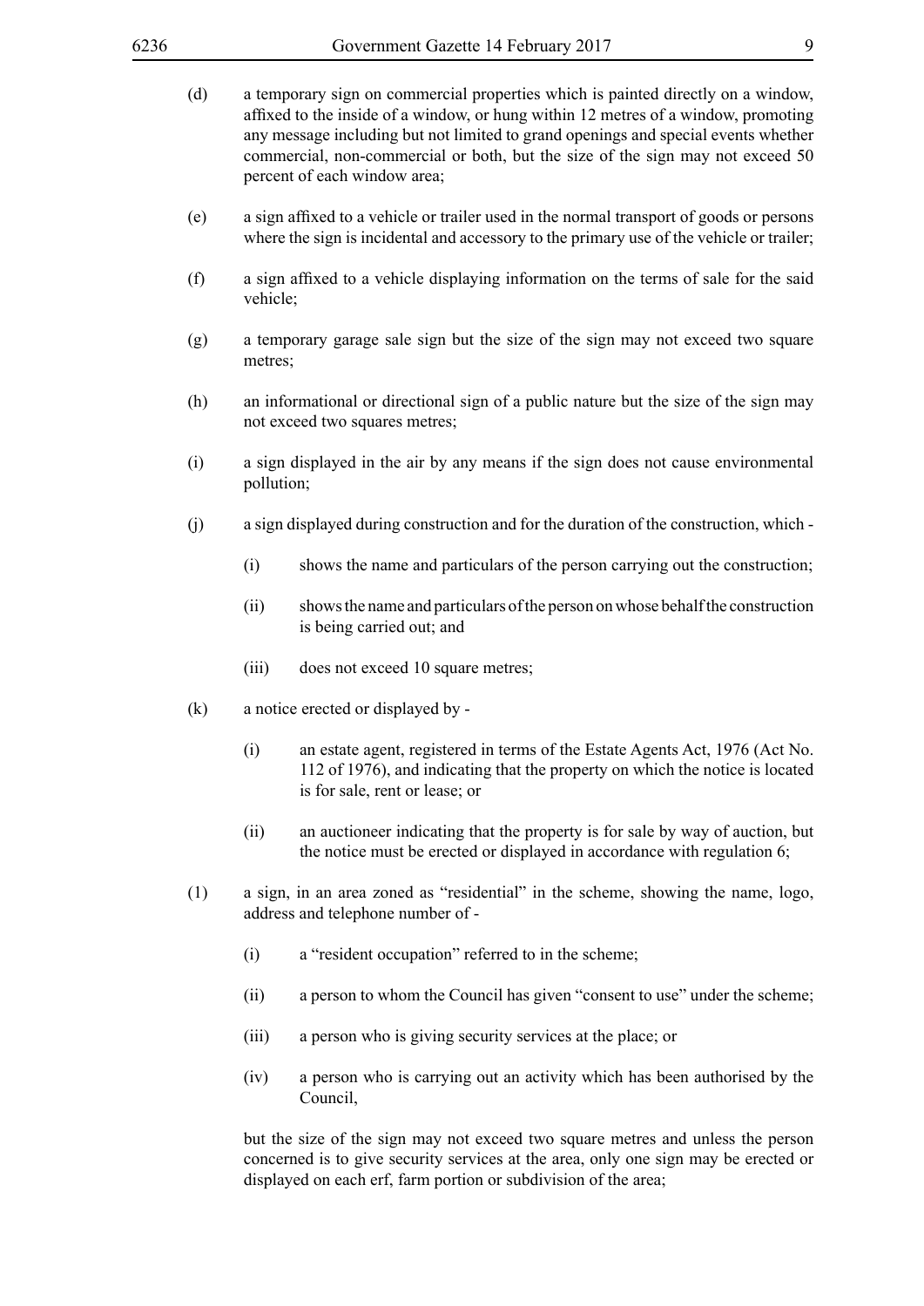(d) a temporary sign on commercial properties which is painted directly on a window, affixed to the inside of a window, or hung within 12 metres of a window, promoting any message including but not limited to grand openings and special events whether commercial, non-commercial or both, but the size of the sign may not exceed 50 percent of each window area;

(e) a sign affixed to a vehicle or trailer used in the normal transport of goods or persons where the sign is incidental and accessory to the primary use of the vehicle or trailer;

(f) a sign affixed to a vehicle displaying information on the terms of sale for the said vehicle;

(g) a temporary garage sale sign but the size of the sign may not exceed two square metres;

(h) an informational or directional sign of a public nature but the size of the sign may not exceed two squares metres;

(i) a sign displayed in the air by any means if the sign does not cause environmental pollution;

(j) a sign displayed during construction and for the duration of the construction, which -

  (i) shows the name and particulars of the person carrying out the construction;

  (ii) shows the name and particulars of the person on whose behalf the construction is being carried out; and

  (iii) does not exceed 10 square metres;

(k) a notice erected or displayed by -

  (i) an estate agent, registered in terms of the Estate Agents Act, 1976 (Act No. 112 of 1976), and indicating that the property on which the notice is located is for sale, rent or lease; or

  (ii) an auctioneer indicating that the property is for sale by way of auction, but the notice must be erected or displayed in accordance with regulation 6;

(l) a sign, in an area zoned as "residential" in the scheme, showing the name, logo, address and telephone number of -

  (i) a "resident occupation" referred to in the scheme;

  (ii) a person to whom the Council has given "consent to use" under the scheme;

  (iii) a person who is giving security services at the place; or

  (iv) a person who is carrying out an activity which has been authorised by the Council,

but the size of the sign may not exceed two square metres and unless the person concerned is to give security services at the area, only one sign may be erected or displayed on each erf, farm portion or subdivision of the area;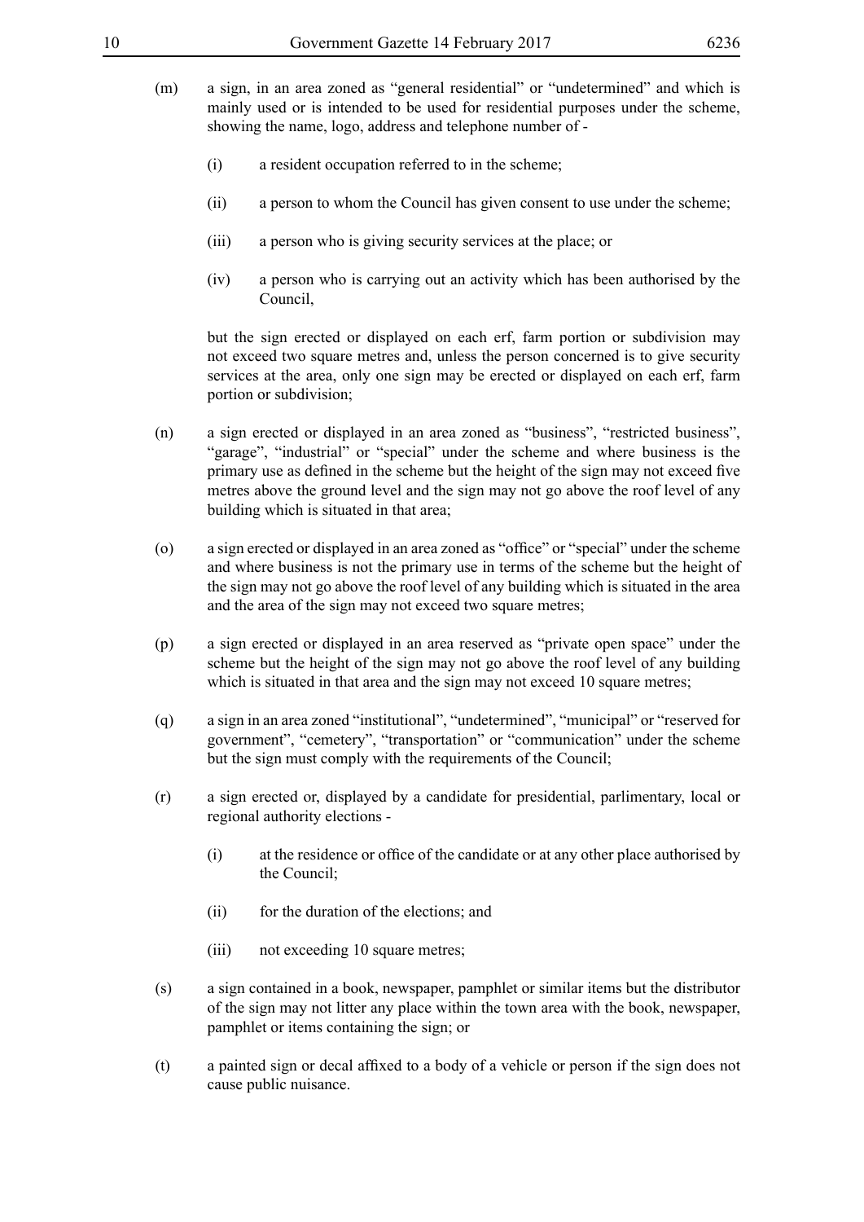(m) a sign, in an area zoned as "general residential" or "undetermined" and which is mainly used or is intended to be used for residential purposes under the scheme, showing the name, logo, address and telephone number of -

   (i) a resident occupation referred to in the scheme;

   (ii) a person to whom the Council has given consent to use under the scheme;

   (iii) a person who is giving security services at the place; or

   (iv) a person who is carrying out an activity which has been authorised by the Council,

   but the sign erected or displayed on each erf, farm portion or subdivision may not exceed two square metres and, unless the person concerned is to give security services at the area, only one sign may be erected or displayed on each erf, farm portion or subdivision;

(n) a sign erected or displayed in an area zoned as "business", "restricted business", "garage", "industrial" or "special" under the scheme and where business is the primary use as defined in the scheme but the height of the sign may not exceed five metres above the ground level and the sign may not go above the roof level of any building which is situated in that area;

(o) a sign erected or displayed in an area zoned as "office" or "special" under the scheme and where business is not the primary use in terms of the scheme but the height of the sign may not go above the roof level of any building which is situated in the area and the area of the sign may not exceed two square metres;

(p) a sign erected or displayed in an area reserved as "private open space" under the scheme but the height of the sign may not go above the roof level of any building which is situated in that area and the sign may not exceed 10 square metres;

(q) a sign in an area zoned "institutional", "undetermined", "municipal" or "reserved for government", "cemetery", "transportation" or "communication" under the scheme but the sign must comply with the requirements of the Council;

(r) a sign erected or, displayed by a candidate for presidential, parlimentary, local or regional authority elections -

   (i) at the residence or office of the candidate or at any other place authorised by the Council;

   (ii) for the duration of the elections; and

   (iii) not exceeding 10 square metres;

(s) a sign contained in a book, newspaper, pamphlet or similar items but the distributor of the sign may not litter any place within the town area with the book, newspaper, pamphlet or items containing the sign; or

(t) a painted sign or decal affixed to a body of a vehicle or person if the sign does not cause public nuisance.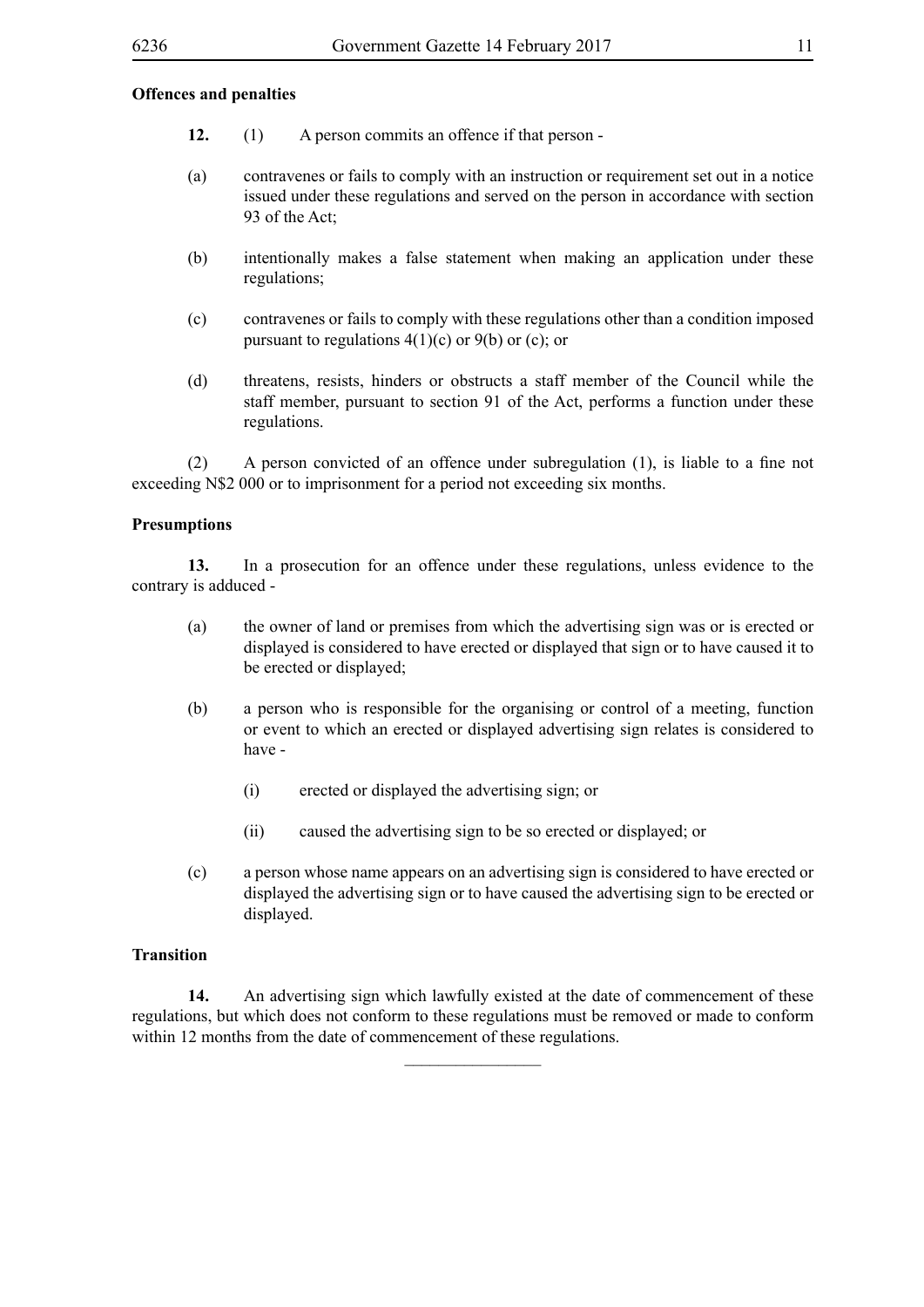**Offences and penalties**

**12.** (1) A person commits an offence if that person -

(a) contravenes or fails to comply with an instruction or requirement set out in a notice issued under these regulations and served on the person in accordance with section 93 of the Act;

(b) intentionally makes a false statement when making an application under these regulations;

(c) contravenes or fails to comply with these regulations other than a condition imposed pursuant to regulations 4(1)(c) or 9(b) or (c); or

(d) threatens, resists, hinders or obstructs a staff member of the Council while the staff member, pursuant to section 91 of the Act, performs a function under these regulations.

(2) A person convicted of an offence under subregulation (1), is liable to a fine not exceeding N$2 000 or to imprisonment for a period not exceeding six months.

**Presumptions**

**13.** In a prosecution for an offence under these regulations, unless evidence to the contrary is adduced -

(a) the owner of land or premises from which the advertising sign was or is erected or displayed is considered to have erected or displayed that sign or to have caused it to be erected or displayed;

(b) a person who is responsible for the organising or control of a meeting, function or event to which an erected or displayed advertising sign relates is considered to have -

(i) erected or displayed the advertising sign; or

(ii) caused the advertising sign to be so erected or displayed; or

(c) a person whose name appears on an advertising sign is considered to have erected or displayed the advertising sign or to have caused the advertising sign to be erected or displayed.

**Transition**

**14.** An advertising sign which lawfully existed at the date of commencement of these regulations, but which does not conform to these regulations must be removed or made to conform within 12 months from the date of commencement of these regulations.

________________